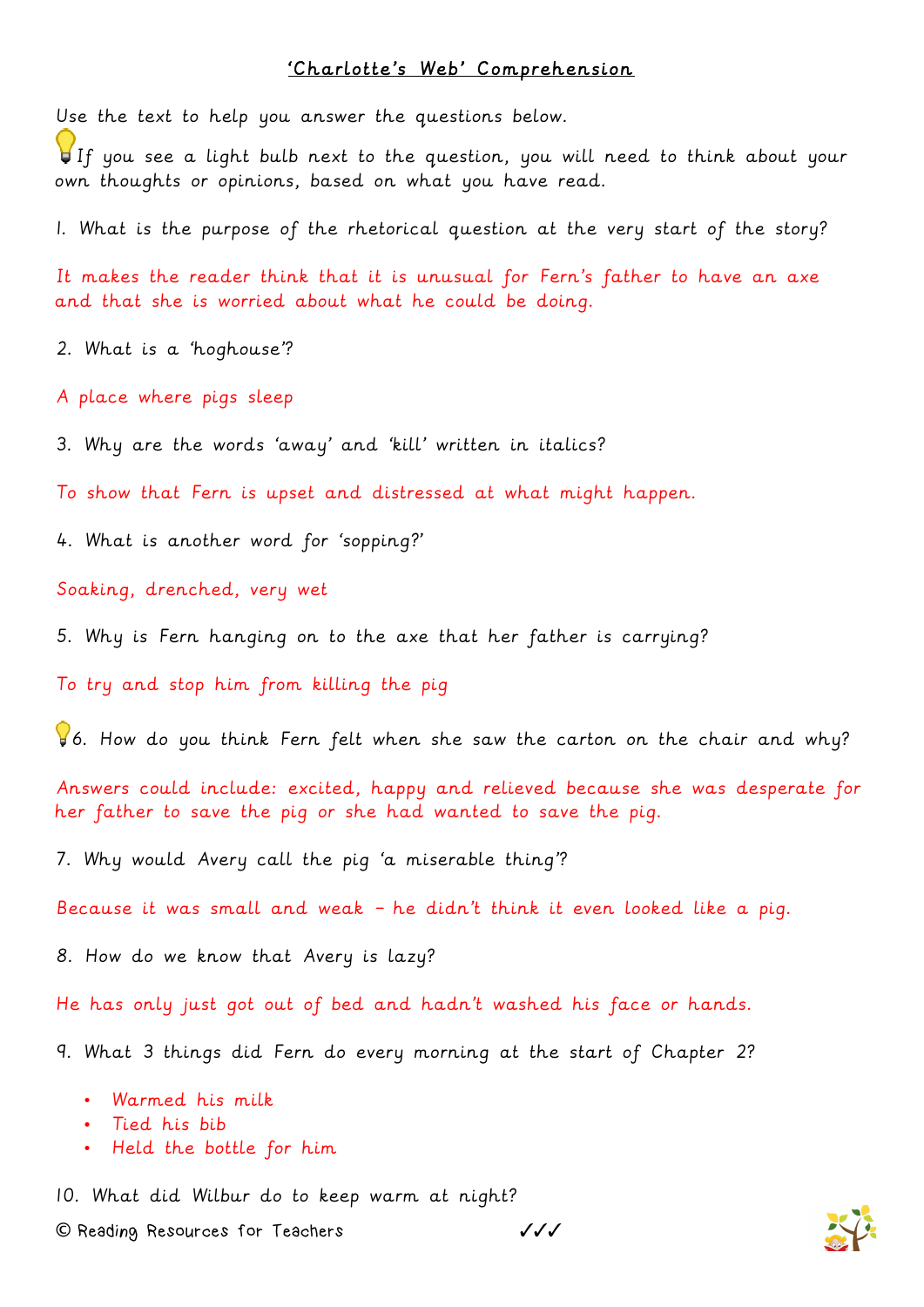# 'Charlotte's Web' Comprehension

Use the text to help you answer the questions below.

💡If you see a light bulb next to the question, you will need to think about your own thoughts or opinions, based on what you have read.

1. What is the purpose of the rhetorical question at the very start of the story?

It makes the reader think that it is unusual for Fern's father to have an axe and that she is worried about what he could be doing.

2. What is a 'hoghouse'?

A place where pigs sleep

3. Why are the words 'away' and 'kill' written in italics?

To show that Fern is upset and distressed at what might happen.

4. What is another word for 'sopping?'

Soaking, drenched, very wet

5. Why is Fern hanging on to the axe that her father is carrying?

To try and stop him from killing the pig

💡6. How do you think Fern felt when she saw the carton on the chair and why?

Answers could include: excited, happy and relieved because she was desperate for her father to save the pig or she had wanted to save the pig.

7. Why would Avery call the pig 'a miserable thing'?

Because it was small and weak – he didn't think it even looked like a pig.

8. How do we know that Avery is lazy?

He has only just got out of bed and hadn't washed his face or hands.

9. What 3 things did Fern do every morning at the start of Chapter 2?

- Warmed his milk
- Tied his bib
- Held the bottle for him

10. What did Wilbur do to keep warm at night?

✓✓✓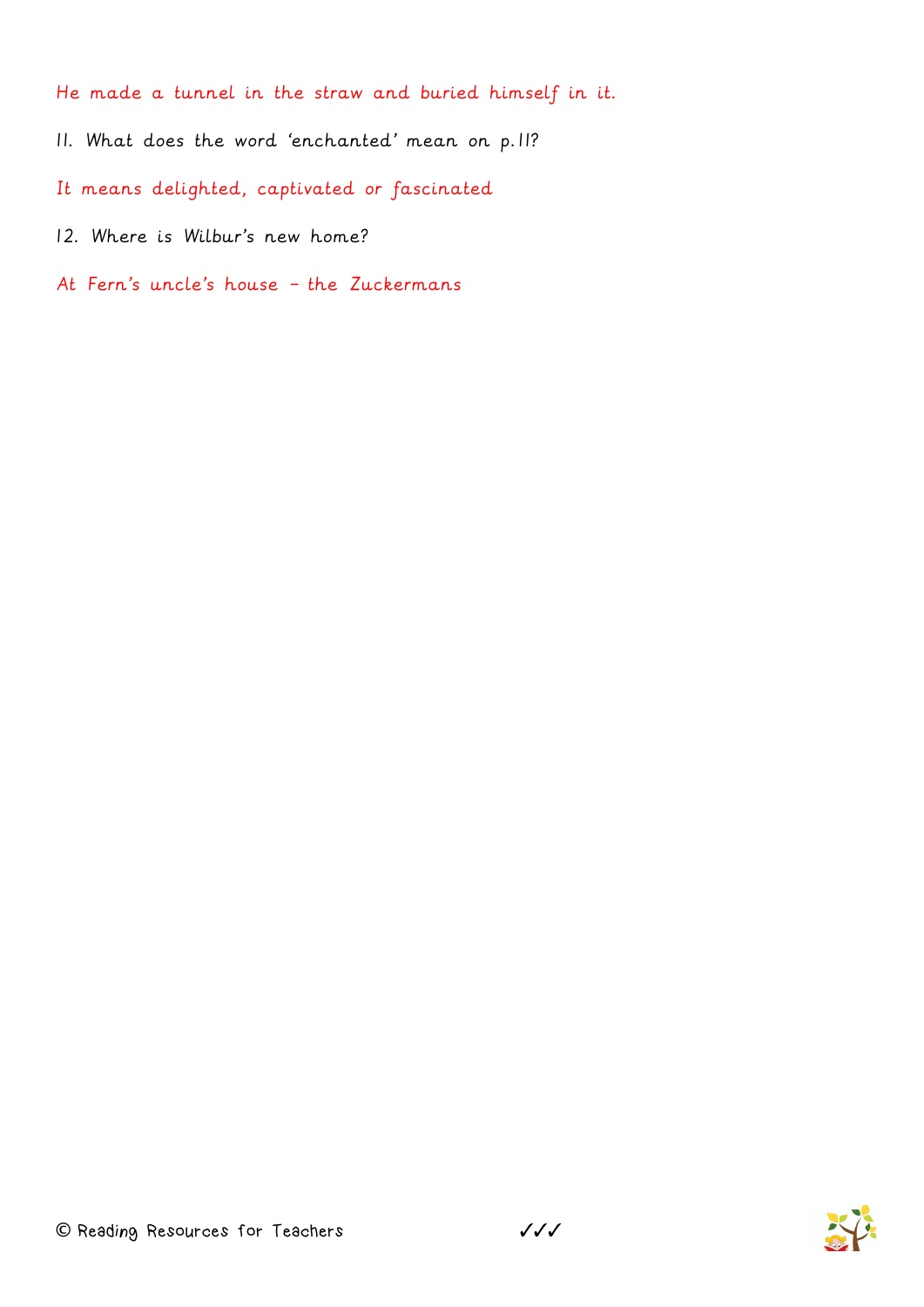He made a tunnel in the straw and buried himself in it.

11. What does the word 'enchanted' mean on p.11?

It means delighted, captivated or fascinated

12. Where is Wilbur's new home?

At Fern's uncle's house – the Zuckermans